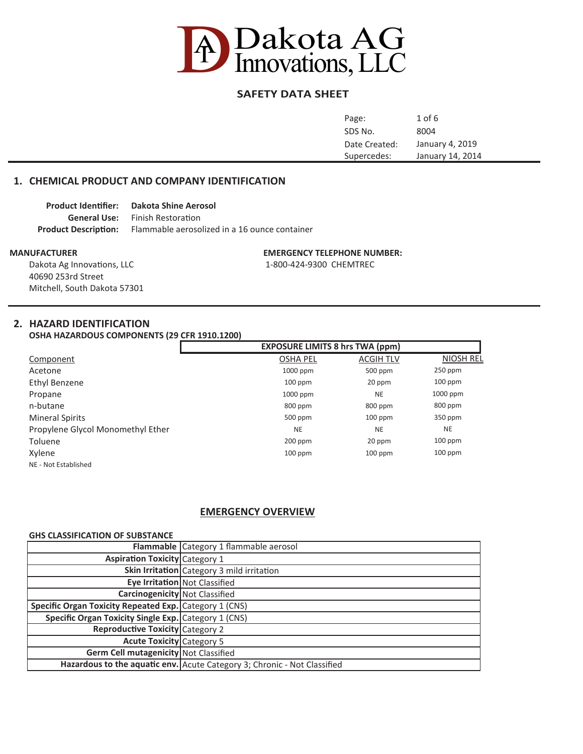# Dakota AG Innovations, LLC

## SAFETY DATA SHEET

| | |
|---|---|
| SDS No. | 8004 |
| Date Created: | January 4, 2019 |
| Supercedes: | January 14, 2014 |

## 1. CHEMICAL PRODUCT AND COMPANY IDENTIFICATION

**Product Identifier:** **Dakota Shine Aerosol**
**General Use:** Finish Restoration
**Product Description:** Flammable aerosolized in a 16 ounce container

**MANUFACTURER**
Dakota Ag Innovations, LLC
40690 253rd Street
Mitchell, South Dakota 57301

**EMERGENCY TELEPHONE NUMBER:**
1-800-424-9300 CHEMTREC

## 2. HAZARD IDENTIFICATION

**OSHA HAZARDOUS COMPONENTS (29 CFR 1910.1200)**

| | **EXPOSURE LIMITS 8 hrs TWA (ppm)** | | |
|---|---|---|---|
| Component | OSHA PEL | ACGIH TLV | NIOSH REL |
| Acetone | 1000 ppm | 500 ppm | 250 ppm |
| Ethyl Benzene | 100 ppm | 20 ppm | 100 ppm |
| Propane | 1000 ppm | NE | 1000 ppm |
| n-butane | 800 ppm | 800 ppm | 800 ppm |
| Mineral Spirits | 500 ppm | 100 ppm | 350 ppm |
| Propylene Glycol Monomethyl Ether | NE | NE | NE |
| Toluene | 200 ppm | 20 ppm | 100 ppm |
| Xylene | 100 ppm | 100 ppm | 100 ppm |

NE - Not Established

### EMERGENCY OVERVIEW

**GHS CLASSIFICATION OF SUBSTANCE**

| | |
|---|---|
| **Flammable** | Category 1 flammable aerosol |
| **Aspiration Toxicity** | Category 1 |
| **Skin Irritation** | Category 3 mild irritation |
| **Eye Irritation** | Not Classified |
| **Carcinogenicity** | Not Classified |
| **Specific Organ Toxicity Repeated Exp.** | Category 1 (CNS) |
| **Specific Organ Toxicity Single Exp.** | Category 1 (CNS) |
| **Reproductive Toxicity** | Category 2 |
| **Acute Toxicity** | Category 5 |
| **Germ Cell mutagenicity** | Not Classified |
| **Hazardous to the aquatic env.** | Acute Category 3; Chronic - Not Classified |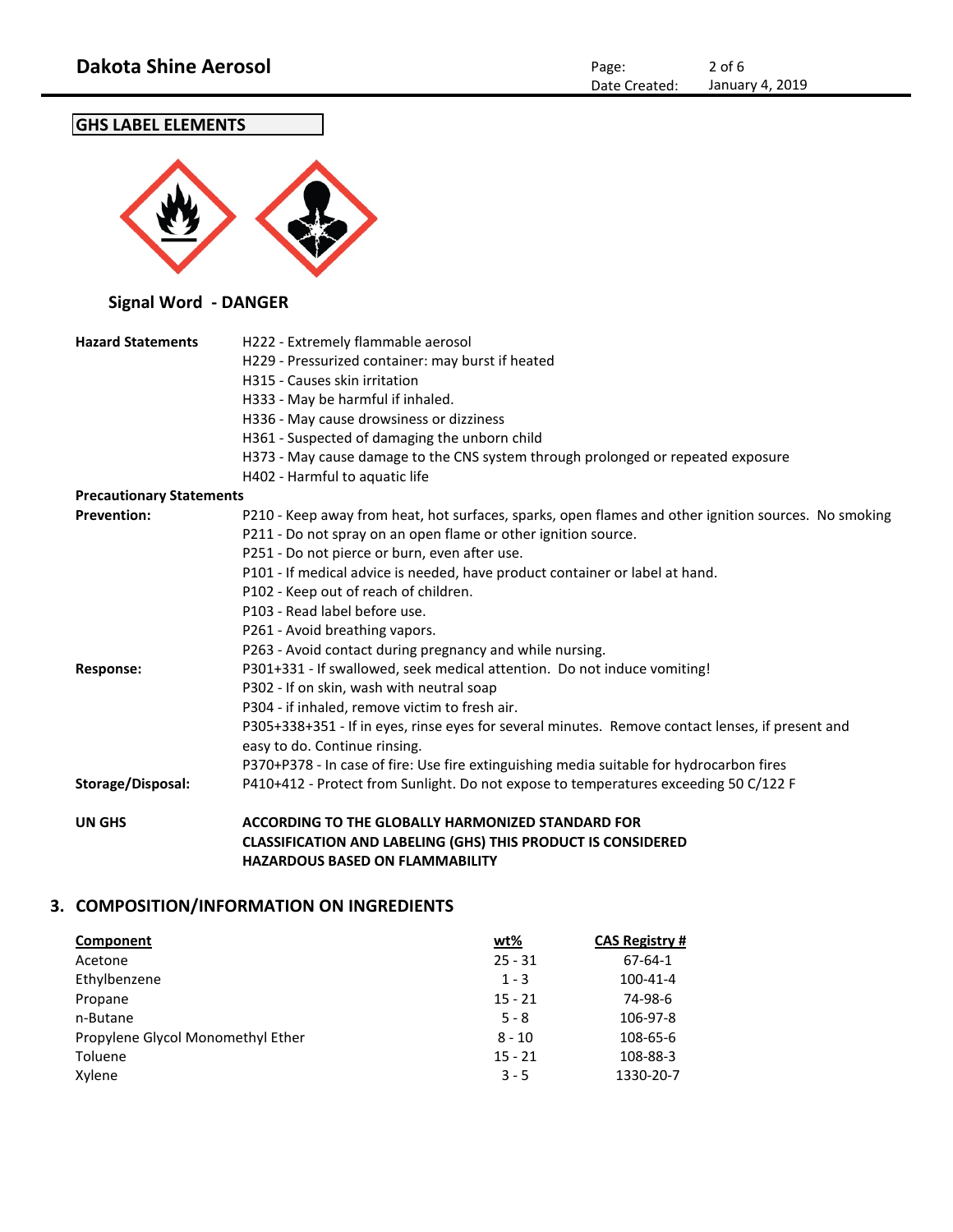## GHS LABEL ELEMENTS

**Signal Word - DANGER**

| | |
|---|---|
| **Hazard Statements** | H222 - Extremely flammable aerosol |
| | H229 - Pressurized container: may burst if heated |
| | H315 - Causes skin irritation |
| | H333 - May be harmful if inhaled. |
| | H336 - May cause drowsiness or dizziness |
| | H361 - Suspected of damaging the unborn child |
| | H373 - May cause damage to the CNS system through prolonged or repeated exposure |
| | H402 - Harmful to aquatic life |
| **Precautionary Statements** | |
| **Prevention:** | P210 - Keep away from heat, hot surfaces, sparks, open flames and other ignition sources. No smoking |
| | P211 - Do not spray on an open flame or other ignition source. |
| | P251 - Do not pierce or burn, even after use. |
| | P101 - If medical advice is needed, have product container or label at hand. |
| | P102 - Keep out of reach of children. |
| | P103 - Read label before use. |
| | P261 - Avoid breathing vapors. |
| | P263 - Avoid contact during pregnancy and while nursing. |
| **Response:** | P301+331 - If swallowed, seek medical attention. Do not induce vomiting! |
| | P302 - If on skin, wash with neutral soap |
| | P304 - if inhaled, remove victim to fresh air. |
| | P305+338+351 - If in eyes, rinse eyes for several minutes. Remove contact lenses, if present and easy to do. Continue rinsing. |
| | P370+P378 - In case of fire: Use fire extinguishing media suitable for hydrocarbon fires |
| **Storage/Disposal:** | P410+412 - Protect from Sunlight. Do not expose to temperatures exceeding 50 C/122 F |
| **UN GHS** | **ACCORDING TO THE GLOBALLY HARMONIZED STANDARD FOR CLASSIFICATION AND LABELING (GHS) THIS PRODUCT IS CONSIDERED HAZARDOUS BASED ON FLAMMABILITY** |

## 3. COMPOSITION/INFORMATION ON INGREDIENTS

| Component | wt% | CAS Registry # |
|---|---|---|
| Acetone | 25 - 31 | 67-64-1 |
| Ethylbenzene | 1 - 3 | 100-41-4 |
| Propane | 15 - 21 | 74-98-6 |
| n-Butane | 5 - 8 | 106-97-8 |
| Propylene Glycol Monomethyl Ether | 8 - 10 | 108-65-6 |
| Toluene | 15 - 21 | 108-88-3 |
| Xylene | 3 - 5 | 1330-20-7 |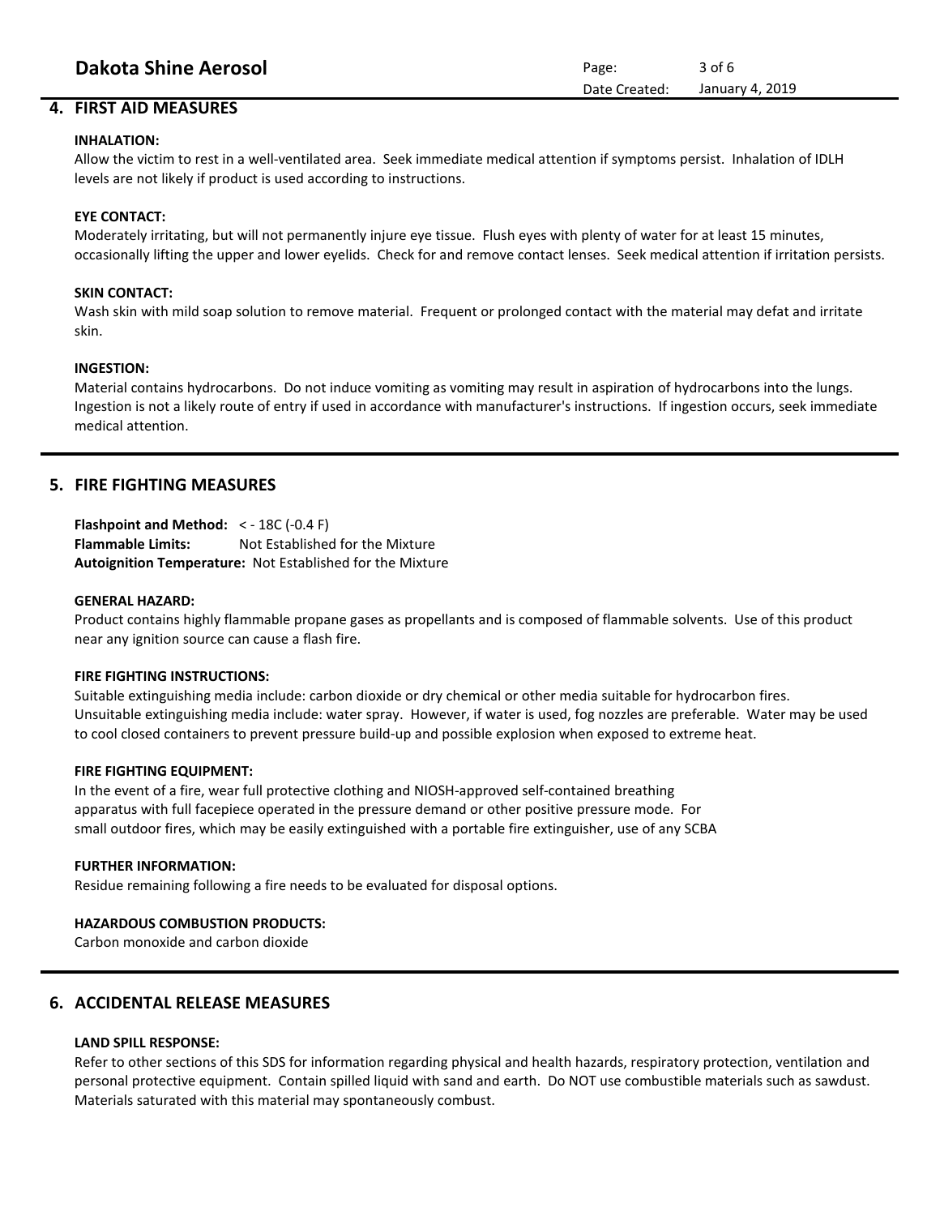## 4. FIRST AID MEASURES

**INHALATION:**

Allow the victim to rest in a well-ventilated area. Seek immediate medical attention if symptoms persist. Inhalation of IDLH levels are not likely if product is used according to instructions.

**EYE CONTACT:**

Moderately irritating, but will not permanently injure eye tissue. Flush eyes with plenty of water for at least 15 minutes, occasionally lifting the upper and lower eyelids. Check for and remove contact lenses. Seek medical attention if irritation persists.

**SKIN CONTACT:**

Wash skin with mild soap solution to remove material. Frequent or prolonged contact with the material may defat and irritate skin.

**INGESTION:**

Material contains hydrocarbons. Do not induce vomiting as vomiting may result in aspiration of hydrocarbons into the lungs. Ingestion is not a likely route of entry if used in accordance with manufacturer's instructions. If ingestion occurs, seek immediate medical attention.

## 5. FIRE FIGHTING MEASURES

**Flashpoint and Method:** < - 18C (-0.4 F)
**Flammable Limits:** Not Established for the Mixture
**Autoignition Temperature:** Not Established for the Mixture

**GENERAL HAZARD:**

Product contains highly flammable propane gases as propellants and is composed of flammable solvents. Use of this product near any ignition source can cause a flash fire.

**FIRE FIGHTING INSTRUCTIONS:**

Suitable extinguishing media include: carbon dioxide or dry chemical or other media suitable for hydrocarbon fires. Unsuitable extinguishing media include: water spray. However, if water is used, fog nozzles are preferable. Water may be used to cool closed containers to prevent pressure build-up and possible explosion when exposed to extreme heat.

**FIRE FIGHTING EQUIPMENT:**

In the event of a fire, wear full protective clothing and NIOSH-approved self-contained breathing apparatus with full facepiece operated in the pressure demand or other positive pressure mode. For small outdoor fires, which may be easily extinguished with a portable fire extinguisher, use of any SCBA

**FURTHER INFORMATION:**

Residue remaining following a fire needs to be evaluated for disposal options.

**HAZARDOUS COMBUSTION PRODUCTS:**

Carbon monoxide and carbon dioxide

## 6. ACCIDENTAL RELEASE MEASURES

**LAND SPILL RESPONSE:**

Refer to other sections of this SDS for information regarding physical and health hazards, respiratory protection, ventilation and personal protective equipment. Contain spilled liquid with sand and earth. Do NOT use combustible materials such as sawdust. Materials saturated with this material may spontaneously combust.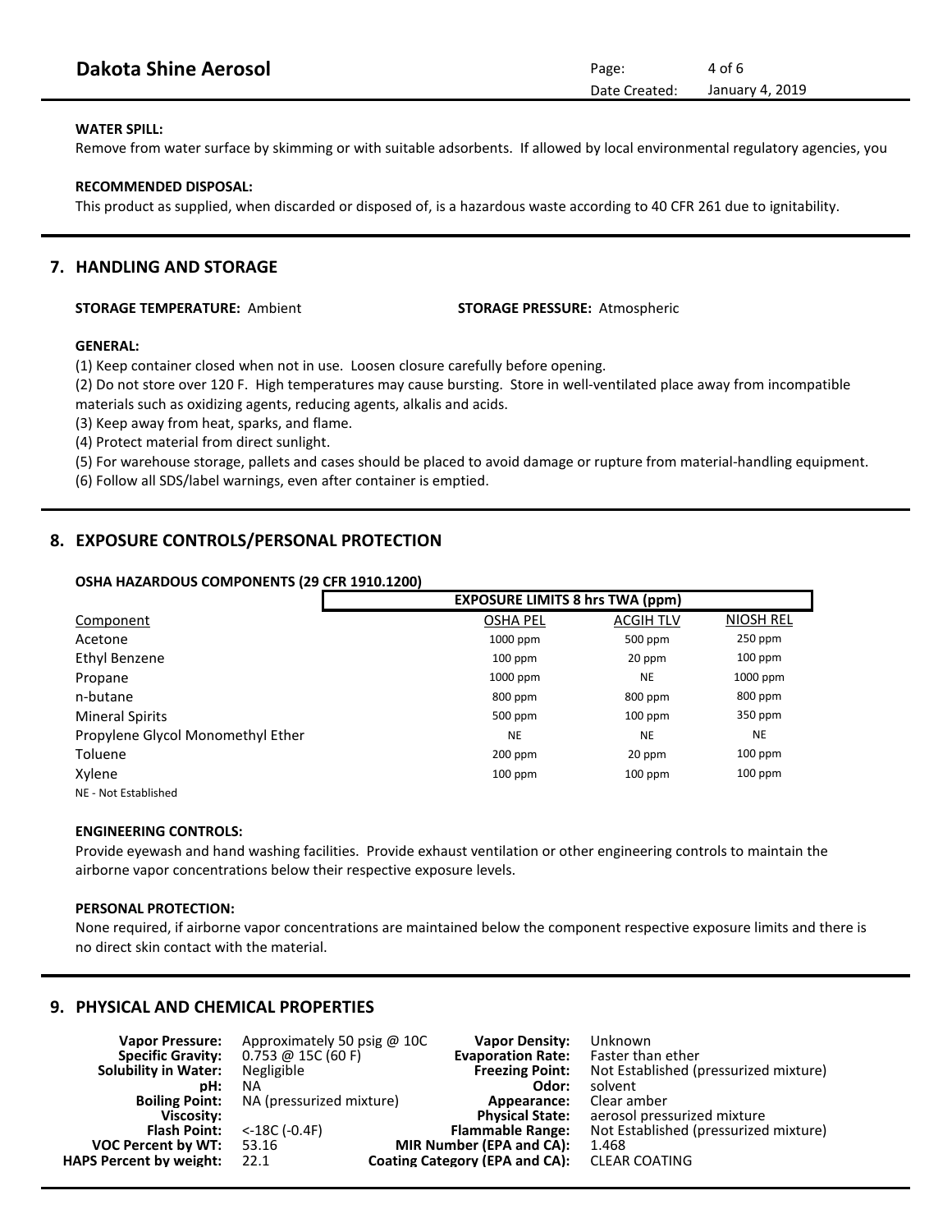**WATER SPILL:**

Remove from water surface by skimming or with suitable adsorbents. If allowed by local environmental regulatory agencies, you

**RECOMMENDED DISPOSAL:**

This product as supplied, when discarded or disposed of, is a hazardous waste according to 40 CFR 261 due to ignitability.

## 7. HANDLING AND STORAGE

**STORAGE TEMPERATURE:** Ambient **STORAGE PRESSURE:** Atmospheric

**GENERAL:**

(1) Keep container closed when not in use. Loosen closure carefully before opening.

(2) Do not store over 120 F. High temperatures may cause bursting. Store in well-ventilated place away from incompatible materials such as oxidizing agents, reducing agents, alkalis and acids.

(3) Keep away from heat, sparks, and flame.

(4) Protect material from direct sunlight.

(5) For warehouse storage, pallets and cases should be placed to avoid damage or rupture from material-handling equipment.

(6) Follow all SDS/label warnings, even after container is emptied.

## 8. EXPOSURE CONTROLS/PERSONAL PROTECTION

**OSHA HAZARDOUS COMPONENTS (29 CFR 1910.1200)**

| | EXPOSURE LIMITS 8 hrs TWA (ppm) | | |
|---|---|---|---|
| Component | OSHA PEL | ACGIH TLV | NIOSH REL |
| Acetone | 1000 ppm | 500 ppm | 250 ppm |
| Ethyl Benzene | 100 ppm | 20 ppm | 100 ppm |
| Propane | 1000 ppm | NE | 1000 ppm |
| n-butane | 800 ppm | 800 ppm | 800 ppm |
| Mineral Spirits | 500 ppm | 100 ppm | 350 ppm |
| Propylene Glycol Monomethyl Ether | NE | NE | NE |
| Toluene | 200 ppm | 20 ppm | 100 ppm |
| Xylene | 100 ppm | 100 ppm | 100 ppm |

NE - Not Established

**ENGINEERING CONTROLS:**

Provide eyewash and hand washing facilities. Provide exhaust ventilation or other engineering controls to maintain the airborne vapor concentrations below their respective exposure levels.

**PERSONAL PROTECTION:**

None required, if airborne vapor concentrations are maintained below the component respective exposure limits and there is no direct skin contact with the material.

## 9. PHYSICAL AND CHEMICAL PROPERTIES

| | | | |
|---|---|---|---|
| **Vapor Pressure:** | Approximately 50 psig @ 10C | **Vapor Density:** | Unknown |
| **Specific Gravity:** | 0.753 @ 15C (60 F) | **Evaporation Rate:** | Faster than ether |
| **Solubility in Water:** | Negligible | **Freezing Point:** | Not Established (pressurized mixture) |
| **pH:** | NA | **Odor:** | solvent |
| **Boiling Point:** | NA (pressurized mixture) | **Appearance:** | Clear amber |
| **Viscosity:** | | **Physical State:** | aerosol pressurized mixture |
| **Flash Point:** | <-18C (-0.4F) | **Flammable Range:** | Not Established (pressurized mixture) |
| **VOC Percent by WT:** | 53.16 | **MIR Number (EPA and CA):** | 1.468 |
| **HAPS Percent by weight:** | 22.1 | **Coating Category (EPA and CA):** | CLEAR COATING |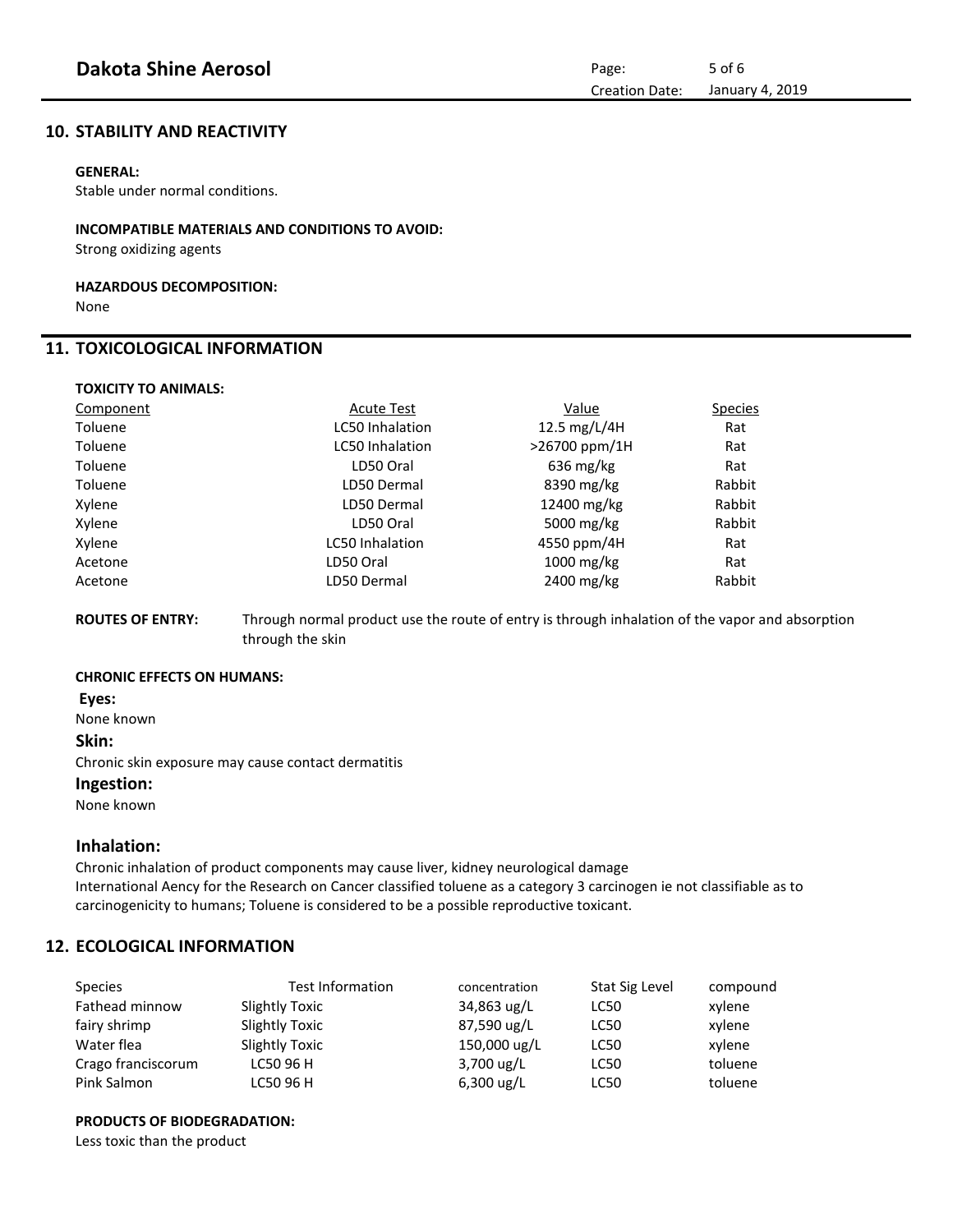## 10. STABILITY AND REACTIVITY

**GENERAL:**
Stable under normal conditions.

**INCOMPATIBLE MATERIALS AND CONDITIONS TO AVOID:**
Strong oxidizing agents

**HAZARDOUS DECOMPOSITION:**
None

## 11. TOXICOLOGICAL INFORMATION

**TOXICITY TO ANIMALS:**

| Component | Acute Test | Value | Species |
|---|---|---|---|
| Toluene | LC50 Inhalation | 12.5 mg/L/4H | Rat |
| Toluene | LC50 Inhalation | >26700 ppm/1H | Rat |
| Toluene | LD50 Oral | 636 mg/kg | Rat |
| Toluene | LD50 Dermal | 8390 mg/kg | Rabbit |
| Xylene | LD50 Dermal | 12400 mg/kg | Rabbit |
| Xylene | LD50 Oral | 5000 mg/kg | Rabbit |
| Xylene | LC50 Inhalation | 4550 ppm/4H | Rat |
| Acetone | LD50 Oral | 1000 mg/kg | Rat |
| Acetone | LD50 Dermal | 2400 mg/kg | Rabbit |

**ROUTES OF ENTRY:** Through normal product use the route of entry is through inhalation of the vapor and absorption through the skin

**CHRONIC EFFECTS ON HUMANS:**

**Eyes:**
None known

**Skin:**
Chronic skin exposure may cause contact dermatitis

**Ingestion:**
None known

**Inhalation:**
Chronic inhalation of product components may cause liver, kidney neurological damage
International Aency for the Research on Cancer classified toluene as a category 3 carcinogen ie not classifiable as to carcinogenicity to humans; Toluene is considered to be a possible reproductive toxicant.

## 12. ECOLOGICAL INFORMATION

| Species | Test Information | concentration | Stat Sig Level | compound |
|---|---|---|---|---|
| Fathead minnow | Slightly Toxic | 34,863 ug/L | LC50 | xylene |
| fairy shrimp | Slightly Toxic | 87,590 ug/L | LC50 | xylene |
| Water flea | Slightly Toxic | 150,000 ug/L | LC50 | xylene |
| Crago franciscorum | LC50 96 H | 3,700 ug/L | LC50 | toluene |
| Pink Salmon | LC50 96 H | 6,300 ug/L | LC50 | toluene |

**PRODUCTS OF BIODEGRADATION:**
Less toxic than the product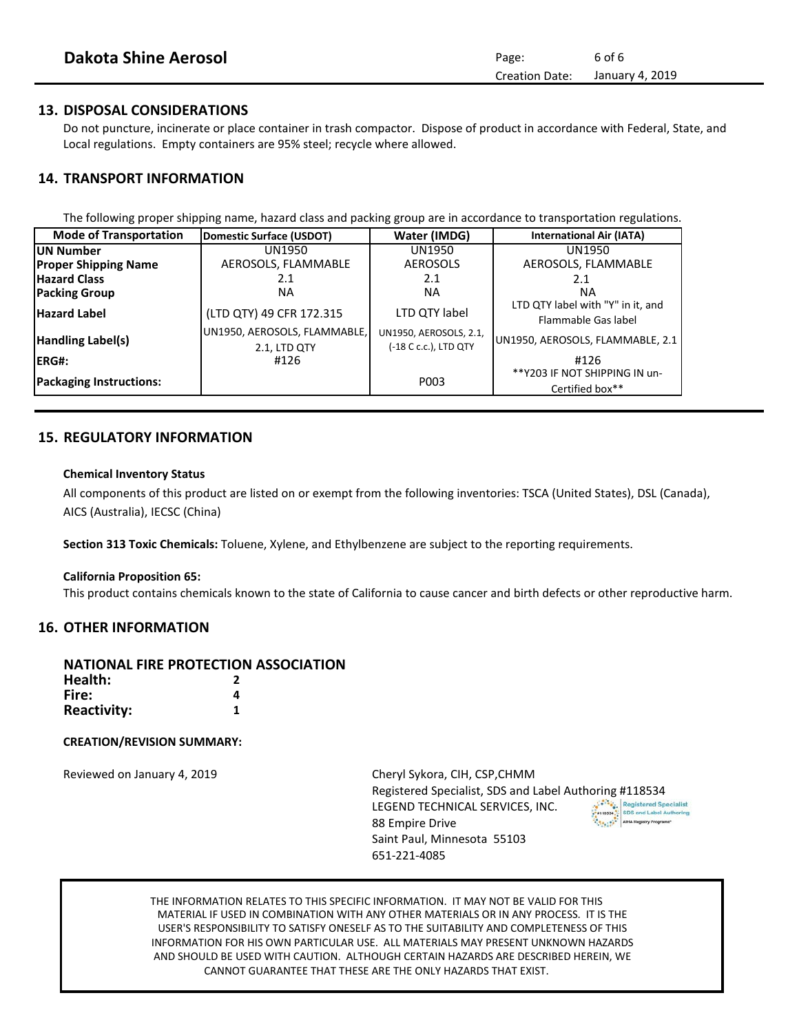## 13. DISPOSAL CONSIDERATIONS

Do not puncture, incinerate or place container in trash compactor. Dispose of product in accordance with Federal, State, and Local regulations. Empty containers are 95% steel; recycle where allowed.

## 14. TRANSPORT INFORMATION

The following proper shipping name, hazard class and packing group are in accordance to transportation regulations.

| Mode of Transportation | Domestic Surface (USDOT) | Water (IMDG) | International Air (IATA) |
|---|---|---|---|
| **UN Number** | UN1950 | UN1950 | UN1950 |
| **Proper Shipping Name** | AEROSOLS, FLAMMABLE | AEROSOLS | AEROSOLS, FLAMMABLE |
| **Hazard Class** | 2.1 | 2.1 | 2.1 |
| **Packing Group** | NA | NA | NA |
| **Hazard Label** | (LTD QTY) 49 CFR 172.315 | LTD QTY label | LTD QTY label with "Y" in it, and Flammable Gas label |
| **Handling Label(s)** | UN1950, AEROSOLS, FLAMMABLE, 2.1, LTD QTY | UN1950, AEROSOLS, 2.1, (-18 C c.c.), LTD QTY | UN1950, AEROSOLS, FLAMMABLE, 2.1 |
| **ERG#:** | #126 | | #126 |
| **Packaging Instructions:** | | P003 | **Y203 IF NOT SHIPPING IN un-Certified box** |

## 15. REGULATORY INFORMATION

**Chemical Inventory Status**

All components of this product are listed on or exempt from the following inventories: TSCA (United States), DSL (Canada), AICS (Australia), IECSC (China)

**Section 313 Toxic Chemicals:** Toluene, Xylene, and Ethylbenzene are subject to the reporting requirements.

**California Proposition 65:**

This product contains chemicals known to the state of California to cause cancer and birth defects or other reproductive harm.

## 16. OTHER INFORMATION

### NATIONAL FIRE PROTECTION ASSOCIATION

**Health:** 2
**Fire:** 4
**Reactivity:** 1

**CREATION/REVISION SUMMARY:**

Reviewed on January 4, 2019

Cheryl Sykora, CIH, CSP,CHMM
Registered Specialist, SDS and Label Authoring #118534
LEGEND TECHNICAL SERVICES, INC.
88 Empire Drive
Saint Paul, Minnesota 55103
651-221-4085

THE INFORMATION RELATES TO THIS SPECIFIC INFORMATION. IT MAY NOT BE VALID FOR THIS MATERIAL IF USED IN COMBINATION WITH ANY OTHER MATERIALS OR IN ANY PROCESS. IT IS THE USER'S RESPONSIBILITY TO SATISFY ONESELF AS TO THE SUITABILITY AND COMPLETENESS OF THIS INFORMATION FOR HIS OWN PARTICULAR USE. ALL MATERIALS MAY PRESENT UNKNOWN HAZARDS AND SHOULD BE USED WITH CAUTION. ALTHOUGH CERTAIN HAZARDS ARE DESCRIBED HEREIN, WE CANNOT GUARANTEE THAT THESE ARE THE ONLY HAZARDS THAT EXIST.